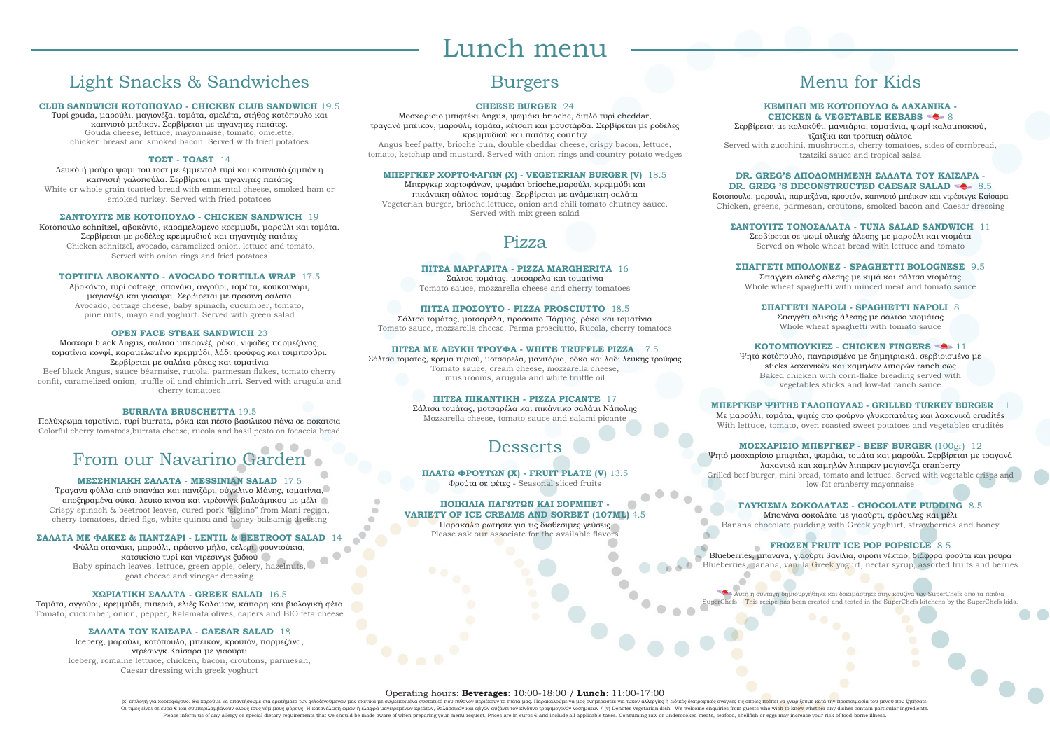# Lunch menu

## Light Snacks & Sandwiches

**CLUB SANDWICH ΚΟΤΟΠΟΥΛΟ - CHICKEN CLUB SANDWICH** 19.5
Τυρί gouda, μαρούλι, μαγιονέζα, τομάτα, ομελέτα, στήθος κοτόπουλο και καπνιστό μπέικον. Σερβίρεται με τηγανητές πατάτες.
Gouda cheese, lettuce, mayonnaise, tomato, omelette, chicken breast and smoked bacon. Served with fried potatoes

**ΤΟΣΤ - TOAST** 14
Λευκό ή μαύρο ψωμί του τοστ με έμμενταλ τυρί και καπνιστό ζαμπόν ή καπνιστή γαλοπούλα. Σερβίρεται με τηγανητές πατάτες
White or whole grain toasted bread with emmental cheese, smoked ham or smoked turkey. Served with fried potatoes

**ΣΑΝΤΟΥΙΤΣ ΜΕ ΚΟΤΟΠΟΥΛΟ - CHICKEN SANDWICH** 19
Κοτόπουλο schnitzel, αβοκάντο, καραμελωμένο κρεμμύδι, μαρούλι και τομάτα. Σερβίρεται με ροδέλες κρεμμυδιού και τηγανητές πατάτες
Chicken schnitzel, avocado, caramelized onion, lettuce and tomato. Served with onion rings and fried potatoes

**ΤΟΡΤΙΓΙΑ ΑΒΟΚΑΝΤΟ - AVOCADO TORTILLA WRAP** 17.5
Αβοκάντο, τυρί cottage, σπανάκι, αγγούρι, τομάτα, κουκουνάρι, μαγιονέζα και γιαούρτι. Σερβίρεται με πράσινη σαλάτα
Avocado, cottage cheese, baby spinach, cucumber, tomato, pine nuts, mayo and yoghurt. Served with green salad

**OPEN FACE STEAK SANDWICH** 23
Μοσχάρι black Angus, σάλτσα μπεαρνέζ, ρόκα, νιφάδες παρμεζάνας, τοματίνια κονφί, καραμελωμένο κρεμμύδι, λάδι τρούφας και τσιμιτσουρι. Σερβίρεται με σαλάτα ρόκας και τοματίνια
Beef black Angus, sauce béarnaise, rucola, parmesan flakes, tomato cherry confit, caramelized onion, truffle oil and chimichurri. Served with arugula and cherry tomatoes

**BURRATA BRUSCHETTA** 19.5
Πολύχρωμα τοματίνια, τυρί burrata, ρόκα και πέστο βασιλικού πάνω σε φοκάτσια
Colorful cherry tomatoes,burrata cheese, rucola and basil pesto on focaccia bread

## From our Navarino Garden

**ΜΕΣΣΗΝΙΑΚΗ ΣΑΛΑΤΑ - MESSINIAN SALAD** 17.5
Τραγανά φύλλα από σπανάκι και παντζάρι, σύγκλινο Μάνης, τοματίνια, αποξηραμένα σύκα, λευκό κινόα και ντρέσινγκ βαλσάμικου με μέλι
Crispy spinach & beetroot leaves, cured pork "siglino" from Mani region, cherry tomatoes, dried figs, white quinoa and honey-balsamic dressing

**ΣΑΛΑΤΑ ΜΕ ΦΑΚΕΣ & ΠΑΝΤΖΑΡΙ - LENTIL & BEETROOT SALAD** 14
Φύλλα σπανάκι, μαρούλι, πράσινο μήλο, σέλερι, φουντούκια, κατσικίσιο τυρί και ντρέσινγκ ξυδιού
Baby spinach leaves, lettuce, green apple, celery, hazelnuts, goat cheese and vinegar dressing

**ΧΩΡΙΑΤΙΚΗ ΣΑΛΑΤΑ - GREEK SALAD** 16.5
Τομάτα, αγγούρι, κρεμμύδι, πιπεριά, ελιές Καλαμών, κάπαρη και βιολογική φέτα
Tomato, cucumber, onion, pepper, Kalamata olives, capers and BIO feta cheese

**ΣΑΛΑΤΑ ΤΟΥ ΚΑΙΣΑΡΑ - CAESAR SALAD** 18
Iceberg, μαρούλι, κοτόπουλο, μπέικον, κρουτόν, παρμεζάνα, ντρέσινγκ Καίσαρα με γιαούρτι
Iceberg, romaine lettuce, chicken, bacon, croutons, parmesan, Caesar dressing with greek yoghurt

## Burgers

**CHEESE BURGER** 24
Μοσχαρίσιο μπιφτέκι Angus, ψωμάκι brioche, διπλό τυρί cheddar, τραγανό μπέικον, μαρούλι, τομάτα, κέτσαπ και μουστάρδα. Σερβίρεται με ροδέλες κρεμμυδιού και πατάτες country
Angus beef patty, brioche bun, double cheddar cheese, crispy bacon, lettuce, tomato, ketchup and mustard. Served with onion rings and country potato wedges

**ΜΠΕΡΓΚΕΡ ΧΟΡΤΟΦΑΓΩΝ (Χ) - VEGETERIAN BURGER (V)** 18.5
Μπέργκερ χορτοφάγων, ψωμάκι brioche,μαρούλι, κρεμμύδι και πικάντικη σάλτσα τομάτας. Σερβίρεται με ανάμεικτη σαλάτα
Vegeterian burger, brioche,lettuce, onion and chili tomato chutney sauce. Served with mix green salad

## Pizza

**ΠΙΤΣΑ ΜΑΡΓΑΡΙΤΑ - PIZZA MARGHERITA** 16
Σάλτσα τομάτας, μοτσαρέλα και τοματίνια
Tomato sauce, mozzarella cheese and cherry tomatoes

**ΠΙΤΣΑ ΠΡΟΣΟΥΤΟ - PIZZA PROSCIUTTO** 18.5
Σάλτσα τομάτας, μοτσαρέλα, προσούτο Πάρμας, ρόκα και τοματίνια
Tomato sauce, mozzarella cheese, Parma prosciutto, Rucola, cherry tomatoes

**ΠΙΤΣΑ ΜΕ ΛΕΥΚΗ ΤΡΟΥΦΑ - WHITE TRUFFLE PIZZA** 17.5
Σάλτσα τομάτας, κρεμά τυριού, μοτσαρελα, μανιτάρια, ρόκα και λάδι λεύκης τρούφας
Tomato sauce, cream cheese, mozzarella cheese, mushrooms, arugula and white truffle oil

**ΠΙΤΣΑ ΠΙΚΑΝΤΙΚΗ - PIZZA PICANTE** 17
Σάλτσα τομάτας, μοτσαρέλα και πικάντικο σαλάμι Νάπολης
Mozzarella cheese, tomato sauce and salami picante

## Desserts

**ΠΛΑΤΩ ΦΡΟΥΤΩΝ (Χ) - FRUIT PLATE (V)** 13.5
Φρούτα σε φέτες - Seasonal sliced fruits

**ΠΟΙΚΙΛΙΑ ΠΑΓΩΤΩΝ ΚΑΙ ΣΟΡΜΠΕΤ - VARIETY OF ICE CREAMS AND SORBET (107ML)** 4.5
Παρακαλώ ρωτήστε για τις διαθέσιμες γεύσεις
Please ask our associate for the available flavors

## Menu for Kids

**ΚΕΜΠΑΠ ΜΕ ΚΟΤΟΠΟΥΛΟ & ΛΑΧΑΝΙΚΑ - CHICKEN & VEGETABLE KEBABS** 8
Σερβίρεται με κολοκύθι, μανιτάρια, τοματίνια, ψωμί καλαμποκιού, τζατζίκι και τροπική σάλτσα
Served with zucchini, mushrooms, cherry tomatoes, sides of cornbread, tzatziki sauce and tropical salsa

**DR. GREG'S ΑΠΟΔΟΜΗΜΕΝΗ ΣΑΛΑΤΑ ΤΟΥ ΚΑΙΣΑΡΑ - DR. GREG 'S DECONSTRUCTED CAESAR SALAD** 8.5
Κοτόπουλο, μαρούλι, παρμεζάνα, κρουτόν, καπνιστό μπέικον και ντρέσινγκ Καίσαρα
Chicken, greens, parmesan, croutons, smoked bacon and Caesar dressing

**ΣΑΝΤΟΥΙΤΣ ΤΟΝΟΣΑΛΑΤΑ - TUNA SALAD SANDWICH** 11
Σερβίρεται σε ψωμί ολικής άλεσης με μαρούλι και ντομάτα
Served on whole wheat bread with lettuce and tomato

**ΣΠΑΓΓΕΤΙ ΜΠΟΛΟΝΕΖ - SPAGHETTI BOLOGNESE** 9.5
Σπαγγέτι ολικής άλεσης με κιμά και σάλτσα ντομάτας
Whole wheat spaghetti with minced meat and tomato sauce

**ΣΠΑΓΓΕΤΙ NAPOLI - SPAGHETTI NAPOLI** 8
Σπαγγέτι ολικής άλεσης με σάλτσα ντομάτας
Whole wheat spaghetti with tomato sauce

**ΚΟΤΟΜΠΟΥΚΙΕΣ - CHICKEN FINGERS** 11
Ψητό κοτόπουλο, παναρισμένο με δημητριακά, σερβιρισμένο με sticks λαχανικών και χαμηλών λιπαρών ranch σως
Baked chicken with corn-flake breading served with vegetables sticks and low-fat ranch sauce

**ΜΠΕΡΓΚΕΡ ΨΗΤΗΣ ΓΑΛΟΠΟΥΛΑΣ - GRILLED TURKEY BURGER** 11
Με μαρούλι, τομάτα, ψητές στο φούρνο γλυκοπατάτες και λαχανικά crudités
With lettuce, tomato, oven roasted sweet potatoes and vegetables crudités

**ΜΟΣΧΑΡΙΣΙΟ ΜΠΕΡΓΚΕΡ - BEEF BURGER** (100gr) 12
Ψητό μοσχαρίσιο μπιφτέκι, ψωμάκι, τομάτα και μαρούλι. Σερβίρεται με τραγανά λαχανικά και χαμηλών λιπαρών μαγιονέζα cranberry
Grilled beef burger, mini bread, tomato and lettuce. Served with vegetable crisps and low-fat cranberry mayonnaise

**ΓΛΥΚΙΣΜΑ ΣΟΚΟΛΑΤΑΣ - CHOCOLATE PUDDING** 8.5
Μπανάνα σοκολάτα με γιαούρτι, φράουλες και μέλι
Banana chocolate pudding with Greek yoghurt, strawberries and honey

**FROZEN FRUIT ICE POP POPSICLE** 8.5
Blueberries, μπανάνα, γιαούρτι βανίλια, σιρόπι νέκταρ, διάφορα φρούτα και μούρα
Blueberries, banana, vanilla Greek yogurt, nectar syrup, assorted fruits and berries

Αυτή η συνταγή δημιουργήθηκε και δοκιμάστηκε στην κουζίνα των SuperChefs από τα παιδιά SuperChefs. - This recipe has been created and tested in the SuperChefs kitchens by the SuperChefs kids.

Operating hours: **Beverages**: 10:00-18:00 / **Lunch**: 11:00-17:00

(x) επιλογή για χορτοφάγους. Θα χαρούμε να απαντήσουμε στα ερωτήματα των φιλοξενούμενών μας σχετικά με συγκεκριμένα συστατικά που πιθανόν περιέχουν τα πιάτα μας. Παρακαλούμε να μας ενημερώσετε για τυχόν αλλεργίες ή ειδικές διατροφικές ανάγκες τις οποίες πρέπει να γνωρίζουμε κατά την προετοιμασία του μενού που ζητήσατε. Οι τιμές είναι σε ευρώ € και συμπεριλαμβάνουν όλους τους νόμιμους φόρους. Η κατανάλωση ωμών ή ελαφρά μαγειρεμένων κρεάτων, θαλασσινών και αβγών αυξάνει τον κίνδυνο τροφιμογενών νοσημάτων / (v) Denotes vegetarian dish. We welcome enquiries from guests who wish to know whether any dishes contain particular ingredients. Please inform us of any allergy or special dietary requirements that we should be made aware of when preparing your menu request. Prices are in euros € and include all applicable taxes. Consuming raw or undercooked meats, seafood, shellfish or eggs may increase your risk of food-borne illness.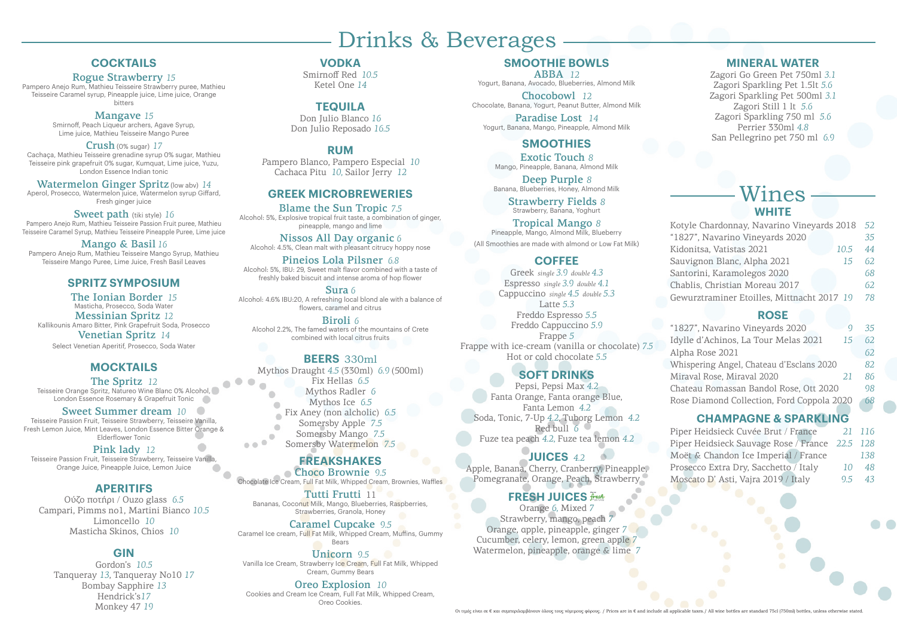# Drinks & Beverages

## COCKTAILS

**Rogue Strawberry** *15*
Pampero Anejo Rum, Mathieu Teisseire Strawberry puree, Mathieu Teisseire Caramel syrup, Pineapple juice, Lime juice, Orange bitters

**Mangave** *15*
Smirnoff, Peach Liqueur archers, Agave Syrup, Lime juice, Mathieu Teisseire Mango Puree

**Crush** (0% sugar) *17*
Cachaça, Mathieu Teisseire grenadine syrup 0% sugar, Mathieu Teisseire pink grapefruit 0% sugar, Kumquat, Lime juice, Yuzu, London Essence Indian tonic

**Watermelon Ginger Spritz** (low abv) *14*
Aperol, Prosecco, Watermelon juice, Watermelon syrup Giffard, Fresh ginger juice

**Sweet path** (tiki style) *16*
Pampero Anejo Rum, Mathieu Teisseire Passion Fruit puree, Mathieu Teisseire Caramel Syrup, Mathieu Teisseire Pineapple Puree, Lime juice

**Mango & Basil** *16*
Pampero Anejo Rum, Mathieu Teisseire Mango Syrup, Mathieu Teisseire Mango Puree, Lime Juice, Fresh Basil Leaves

## SPRITZ SYMPOSIUM

**The Ionian Border** *15*
Masticha, Prosecco, Soda Water

**Messinian Spritz** *12*
Kallikounis Amaro Bitter, Pink Grapefruit Soda, Prosecco

**Venetian Spritz** *14*
Select Venetian Aperitif, Prosecco, Soda Water

## MOCKTAILS

**The Spritz** *12*
Teisseire Orange Spritz, Natureo Wine Blanc 0% Alcohol, London Essence Rosemary & Grapefruit Tonic

**Sweet Summer dream** *10*
Teisseire Passion Fruit, Teisseire Strawberry, Teisseire Vanilla, Fresh Lemon Juice, Mint Leaves, London Essence Bitter Orange & Elderflower Tonic

**Pink lady** *12*
Teisseire Passion Fruit, Teisseire Strawberry, Teisseire Vanilla, Orange Juice, Pineapple Juice, Lemon Juice

## APERITIFS

Ούζο ποτήρι / Ouzo glass *6.5*
Campari, Pimms no1, Martini Bianco *10.5*
Limoncello *10*
Masticha Skinos, Chios *10*

## GIN

Gordon's *10.5*
Tanqueray *13*, Tanqueray No10 *17*
Bombay Sapphire *13*
Hendrick's *17*
Monkey 47 *19*

## VODKA

Smirnoff Red *10.5*
Ketel One *14*

## TEQUILA

Don Julio Blanco *16*
Don Julio Reposado *16.5*

## RUM

Pampero Blanco, Pampero Especial *10*
Cachaca Pitu *10*, Sailor Jerry *12*

## GREEK MICROBREWERIES

**Blame the Sun Tropic** *7.5*
Alcohol: 5%, Explosive tropical fruit taste, a combination of ginger, pineapple, mango and lime

**Nissos All Day organic** *6*
Alcohol: 4.5%, Clean malt with pleasant citrucy hoppy nose

**Pineios Lola Pilsner** *6.8*
Alcohol: 5%, IBU: 29, Sweet malt flavor combined with a taste of freshly baked biscuit and intense aroma of hop flower

**Sura** *6*
Alcohol: 4.6% IBU:20, A refreshing local blond ale with a balance of flowers, caramel and citrus

**Biroli** *6*
Alcohol 2.2%, The famed waters of the mountains of Crete combined with local citrus fruits

## BEERS 330ml

Mythos Draught *4.5* (330ml) *6.9* (500ml)
Fix Hellas *6.5*
Mythos Radler *6*
Mythos Ice *6.5*
Fix Aney (non alcholic) *6.5*
Somersby Apple *7.5*
Somersby Mango *7.5*
Somersby Watermelon *7.5*

## FREAKSHAKES

**Choco Brownie** *9.5*
Chocolate Ice Cream, Full Fat Milk, Whipped Cream, Brownies, Waffles

**Tutti Frutti** 11
Bananas, Coconut Milk, Mango, Blueberries, Raspberries, Strawberries, Granola, Honey

**Caramel Cupcake** *9.5*
Caramel Ice cream, Full Fat Milk, Whipped Cream, Muffins, Gummy Bears

**Unicorn** *9.5*
Vanilla Ice Cream, Strawberry Ice Cream, Full Fat Milk, Whipped Cream, Gummy Bears

**Oreo Explosion** *10*
Cookies and Cream Ice Cream, Full Fat Milk, Whipped Cream, Oreo Cookies.

## SMOOTHIE BOWLS

**ABBA** *12*
Yogurt, Banana, Avocado, Blueberries, Almond Milk

**Chocobowl** *12*
Chocolate, Banana, Yogurt, Peanut Butter, Almond Milk

**Paradise Lost** *14*
Yogurt, Banana, Mango, Pineapple, Almond Milk

## SMOOTHIES

**Exotic Touch** *8*
Mango, Pineapple, Banana, Almond Milk

**Deep Purple** *8*
Banana, Blueberries, Honey, Almond Milk

**Strawberry Fields** *8*
Strawberry, Banana, Yoghurt

**Tropical Mango** *8*
Pineapple, Mango, Almond Milk, Blueberry

(All Smoothies are made with almond or Low Fat Milk)

## COFFEE

Greek *single 3.9 double 4.3*
Espresso *single 3.9 double 4.1*
Cappuccino *single 4.5 double 5.3*
Latte *5.3*
Freddo Espresso *5.5*
Freddo Cappuccino *5.9*
Frappe *5*
Frappe with ice-cream (vanilla or chocolate) *7.5*
Hot or cold chocolate *5.5*

## SOFT DRINKS

Pepsi, Pepsi Max *4.2*
Fanta Orange, Fanta orange Blue, Fanta Lemon *4.2*
Soda, Tonic, 7-Up *4.2*, Tuborg Lemon *4.2*
Red bull *6*
Fuze tea peach *4.2*, Fuze tea lemon *4.2*

## JUICES *4.2*

Apple, Banana, Cherry, Cranberry, Pineapple, Pomegranate, Orange, Peach, Strawberry

## FRESH JUICES

Orange *6*, Mixed *7*
Strawberry, mango, peach *7*
Orange, apple, pineapple, ginger *7*
Cucumber, celery, lemon, green apple *7*
Watermelon, pineapple, orange & lime *7*

## MINERAL WATER

Zagori Go Green Pet 750ml *3.1*
Zagori Sparkling Pet 1.5lt *5.6*
Zagori Sparkling Pet 500ml *3.1*
Zagori Still 1 lt *5.6*
Zagori Sparkling 750 ml *5.6*
Perrier 330ml *4.8*
San Pellegrino pet 750 ml *6.9*

# Wines

## WHITE

| | | |
|---|---|---|
| Kotyle Chardonnay, Navarino Vineyards 2018 | | 52 |
| "1827", Navarino Vineyards 2020 | | 35 |
| Kidonitsa, Vatistas 2021 | 10.5 | 44 |
| Sauvignon Blanc, Alpha 2021 | 15 | 62 |
| Santorini, Karamolegos 2020 | | 68 |
| Chablis, Christian Moreau 2017 | | 62 |
| Gewurztraminer Etoilles, Mittnacht 2017 | 19 | 78 |

## ROSE

| | | |
|---|---|---|
| "1827", Navarino Vineyards 2020 | 9 | 35 |
| Idylle d'Achinos, La Tour Melas 2021 | 15 | 62 |
| Alpha Rose 2021 | | 62 |
| Whispering Angel, Chateau d'Esclans 2020 | | 82 |
| Miraval Rose, Miraval 2020 | 21 | 86 |
| Chateau Romassan Bandol Rose, Ott 2020 | | 98 |
| Rose Diamond Collection, Ford Coppola 2020 | | 68 |

## CHAMPAGNE & SPARKLING

| | | |
|---|---|---|
| Piper Heidsieck Cuvée Brut / France | 21 | 116 |
| Piper Heidsieck Sauvage Rose / France | 22.5 | 128 |
| Moët & Chandon Ice Imperial / France | | 138 |
| Prosecco Extra Dry, Sacchetto / Italy | 10 | 48 |
| Moscato D' Asti, Vajra 2019 / Italy | 9.5 | 43 |

Οι τιμές είναι σε € και συμπεριλαμβάνουν όλους τους νόμιμους φόρους. / Prices are in € and include all applicable taxes./ All wine bottles are standard 75cl (750ml) bottles, unless otherwise stated.